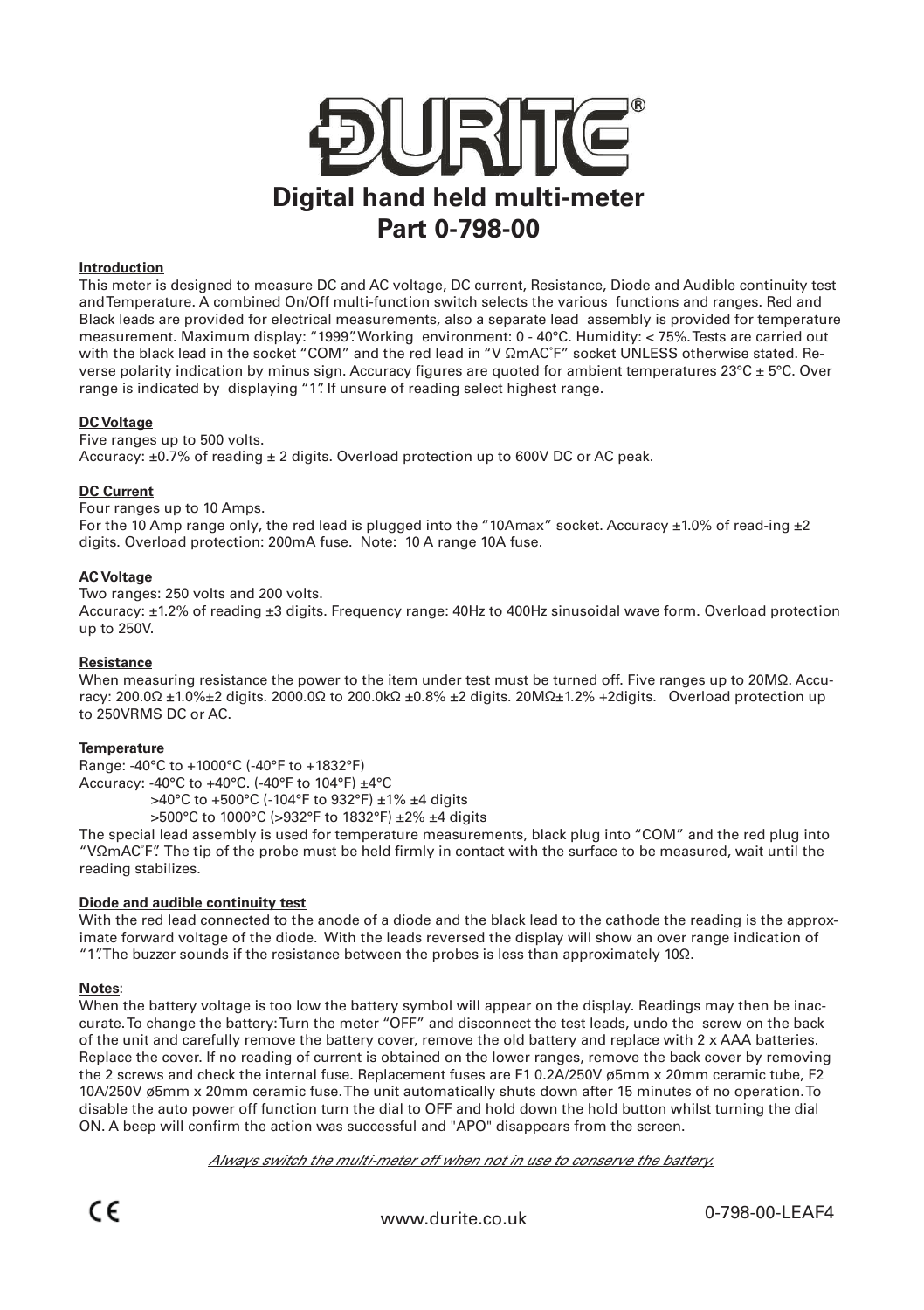# DURITE®

## Digital hand held multi-meter
## Part 0-798-00

**Introduction**

This meter is designed to measure DC and AC voltage, DC current, Resistance, Diode and Audible continuity test and Temperature. A combined On/Off multi-function switch selects the various functions and ranges. Red and Black leads are provided for electrical measurements, also a separate lead assembly is provided for temperature measurement. Maximum display: "1999". Working environment: 0 - 40°C. Humidity: < 75%. Tests are carried out with the black lead in the socket "COM" and the red lead in "V ΩmAC˚F" socket UNLESS otherwise stated. Reverse polarity indication by minus sign. Accuracy figures are quoted for ambient temperatures 23°C ± 5°C. Over range is indicated by displaying "1". If unsure of reading select highest range.

**DC Voltage**

Five ranges up to 500 volts.
Accuracy: ±0.7% of reading ± 2 digits. Overload protection up to 600V DC or AC peak.

**DC Current**

Four ranges up to 10 Amps.
For the 10 Amp range only, the red lead is plugged into the "10Amax" socket. Accuracy ±1.0% of read-ing ±2 digits. Overload protection: 200mA fuse. Note: 10 A range 10A fuse.

**AC Voltage**

Two ranges: 250 volts and 200 volts.
Accuracy: ±1.2% of reading ±3 digits. Frequency range: 40Hz to 400Hz sinusoidal wave form. Overload protection up to 250V.

**Resistance**

When measuring resistance the power to the item under test must be turned off. Five ranges up to 20MΩ. Accuracy: 200.0Ω ±1.0%±2 digits. 2000.0Ω to 200.0kΩ ±0.8% ±2 digits. 20MΩ±1.2% +2digits. Overload protection up to 250VRMS DC or AC.

**Temperature**

Range: -40°C to +1000°C (-40°F to +1832°F)
Accuracy: -40°C to +40°C. (-40°F to 104°F) ±4°C
>40°C to +500°C (-104°F to 932°F) ±1% ±4 digits
>500°C to 1000°C (>932°F to 1832°F) ±2% ±4 digits

The special lead assembly is used for temperature measurements, black plug into "COM" and the red plug into "VΩmAC˚F". The tip of the probe must be held firmly in contact with the surface to be measured, wait until the reading stabilizes.

**Diode and audible continuity test**

With the red lead connected to the anode of a diode and the black lead to the cathode the reading is the approximate forward voltage of the diode. With the leads reversed the display will show an over range indication of "1". The buzzer sounds if the resistance between the probes is less than approximately 10Ω.

**Notes**:

When the battery voltage is too low the battery symbol will appear on the display. Readings may then be inaccurate. To change the battery: Turn the meter "OFF" and disconnect the test leads, undo the screw on the back of the unit and carefully remove the battery cover, remove the old battery and replace with 2 x AAA batteries. Replace the cover. If no reading of current is obtained on the lower ranges, remove the back cover by removing the 2 screws and check the internal fuse. Replacement fuses are F1 0.2A/250V ø5mm x 20mm ceramic tube, F2 10A/250V ø5mm x 20mm ceramic fuse. The unit automatically shuts down after 15 minutes of no operation. To disable the auto power off function turn the dial to OFF and hold down the hold button whilst turning the dial ON. A beep will confirm the action was successful and "APO" disappears from the screen.

*Always switch the multi-meter off when not in use to conserve the battery.*

CE

www.durite.co.uk

0-798-00-LEAF4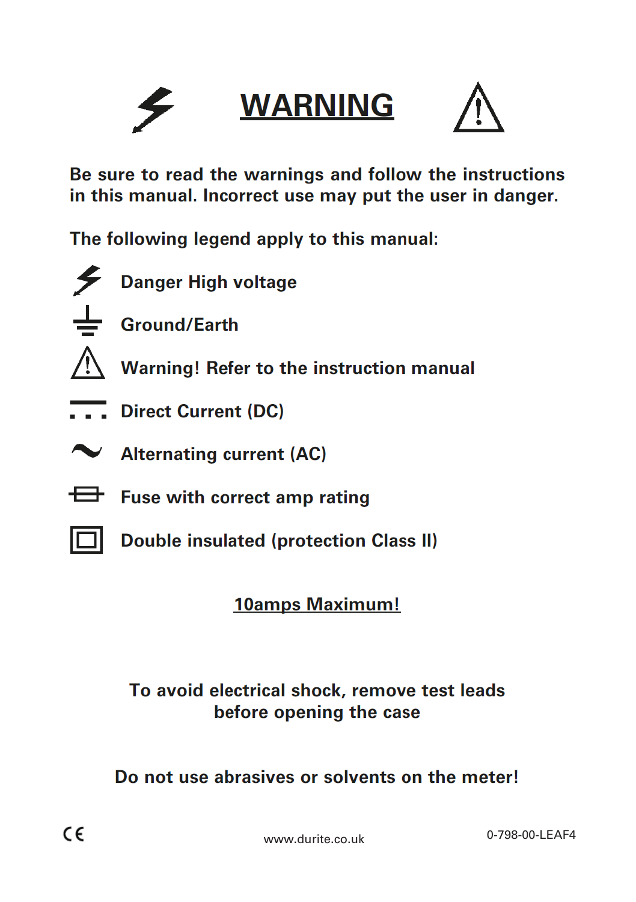# WARNING

**Be sure to read the warnings and follow the instructions in this manual. Incorrect use may put the user in danger.**

**The following legend apply to this manual:**

- **Danger High voltage**
- **Ground/Earth**
- **Warning! Refer to the instruction manual**
- **Direct Current (DC)**
- **Alternating current (AC)**
- **Fuse with correct amp rating**
- **Double insulated (protection Class II)**

**10amps Maximum!**

**To avoid electrical shock, remove test leads before opening the case**

**Do not use abrasives or solvents on the meter!**

CE

www.durite.co.uk

0-798-00-LEAF4